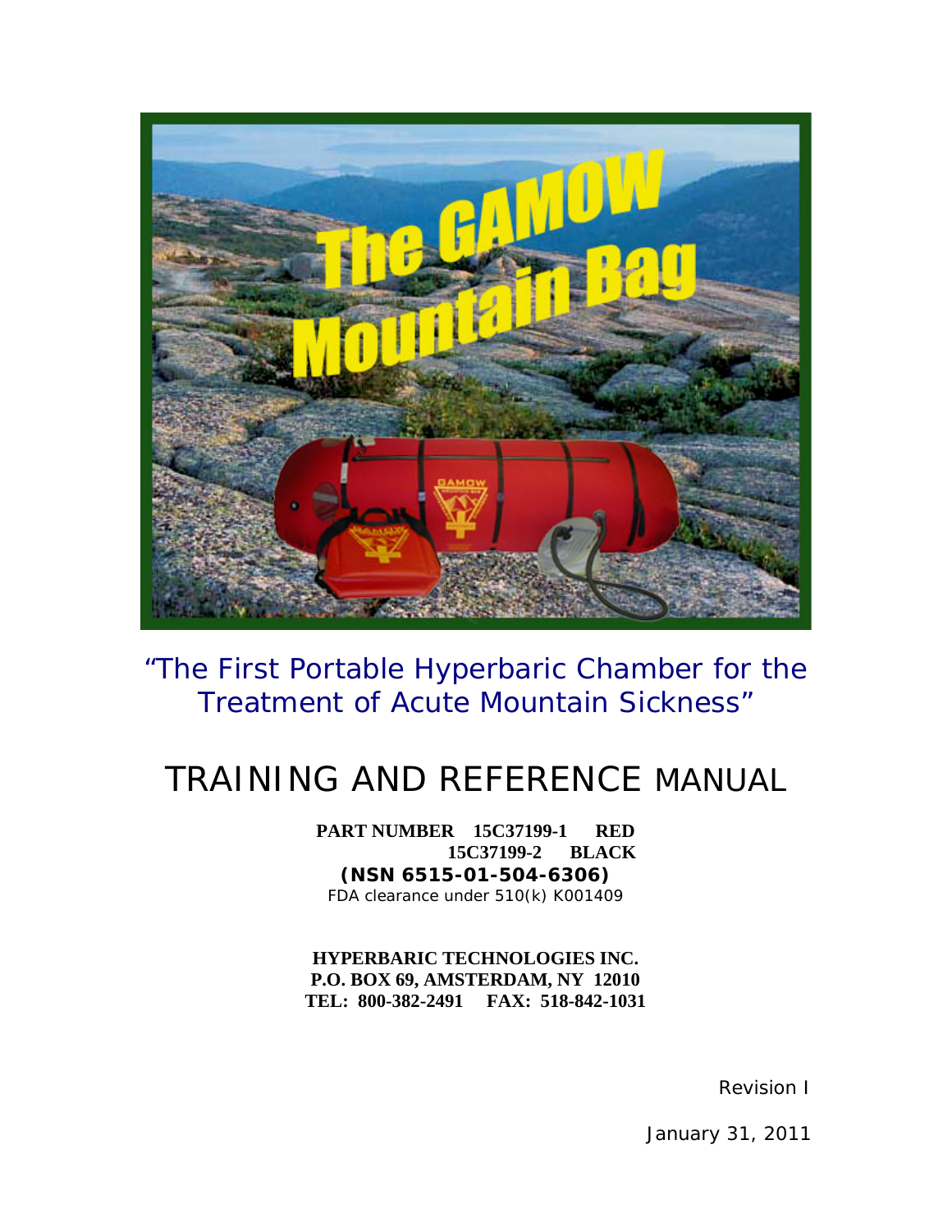# The GAMOW Mountain Bag

*"The First Portable Hyperbaric Chamber for the Treatment of Acute Mountain Sickness"*

# TRAINING AND REFERENCE MANUAL

**PART NUMBER 15C37199-1 RED**
**15C37199-2 BLACK**
**(NSN 6515-01-504-6306)**
FDA clearance under 510(k) K001409

**HYPERBARIC TECHNOLOGIES INC.**
**P.O. BOX 69, AMSTERDAM, NY 12010**
**TEL: 800-382-2491 FAX: 518-842-1031**

Revision I

January 31, 2011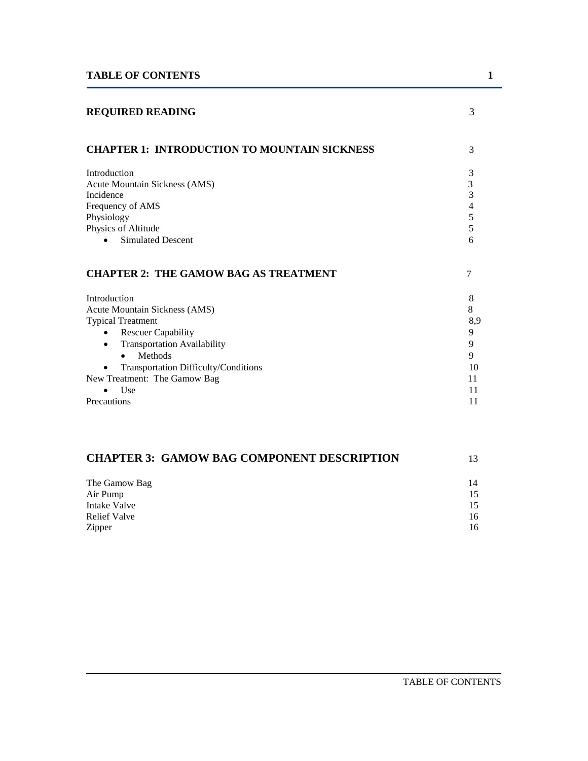# TABLE OF CONTENTS

| | |
|---|---|
| **REQUIRED READING** | 3 |
| **CHAPTER 1: INTRODUCTION TO MOUNTAIN SICKNESS** | 3 |
| Introduction | 3 |
| Acute Mountain Sickness (AMS) | 3 |
| Incidence | 3 |
| Frequency of AMS | 4 |
| Physiology | 5 |
| Physics of Altitude | 5 |
| • Simulated Descent | 6 |
| **CHAPTER 2: THE GAMOW BAG AS TREATMENT** | 7 |
| Introduction | 8 |
| Acute Mountain Sickness (AMS) | 8 |
| Typical Treatment | 8,9 |
| • Rescuer Capability | 9 |
| • Transportation Availability | 9 |
| &nbsp;&nbsp;&nbsp;&nbsp;• Methods | 9 |
| • Transportation Difficulty/Conditions | 10 |
| New Treatment: The Gamow Bag | 11 |
| • Use | 11 |
| Precautions | 11 |
| **CHAPTER 3: GAMOW BAG COMPONENT DESCRIPTION** | 13 |
| The Gamow Bag | 14 |
| Air Pump | 15 |
| Intake Valve | 15 |
| Relief Valve | 16 |
| Zipper | 16 |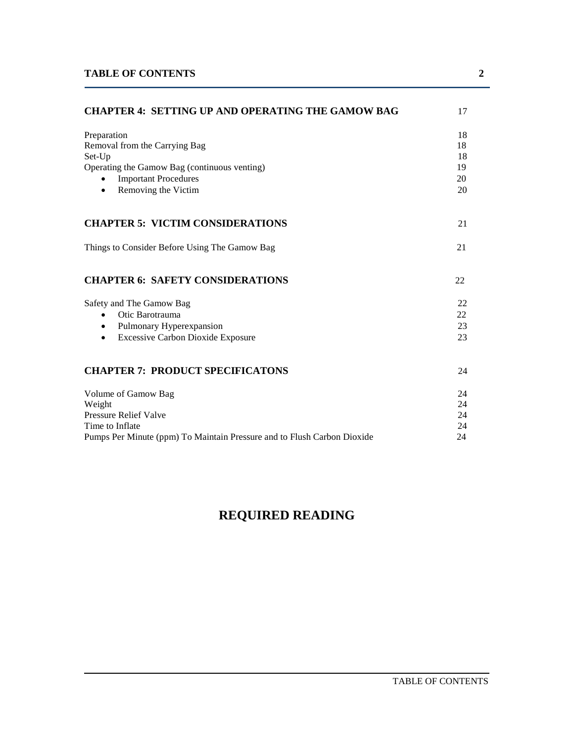| | |
|---|---|
| **CHAPTER 4: SETTING UP AND OPERATING THE GAMOW BAG** | 17 |
| Preparation | 18 |
| Removal from the Carrying Bag | 18 |
| Set-Up | 18 |
| Operating the Gamow Bag (continuous venting) | 19 |
| • Important Procedures | 20 |
| • Removing the Victim | 20 |
| **CHAPTER 5: VICTIM CONSIDERATIONS** | 21 |
| Things to Consider Before Using The Gamow Bag | 21 |
| **CHAPTER 6: SAFETY CONSIDERATIONS** | 22 |
| Safety and The Gamow Bag | 22 |
| • Otic Barotrauma | 22 |
| • Pulmonary Hyperexpansion | 23 |
| • Excessive Carbon Dioxide Exposure | 23 |
| **CHAPTER 7: PRODUCT SPECIFICATONS** | 24 |
| Volume of Gamow Bag | 24 |
| Weight | 24 |
| Pressure Relief Valve | 24 |
| Time to Inflate | 24 |
| Pumps Per Minute (ppm) To Maintain Pressure and to Flush Carbon Dioxide | 24 |

# REQUIRED READING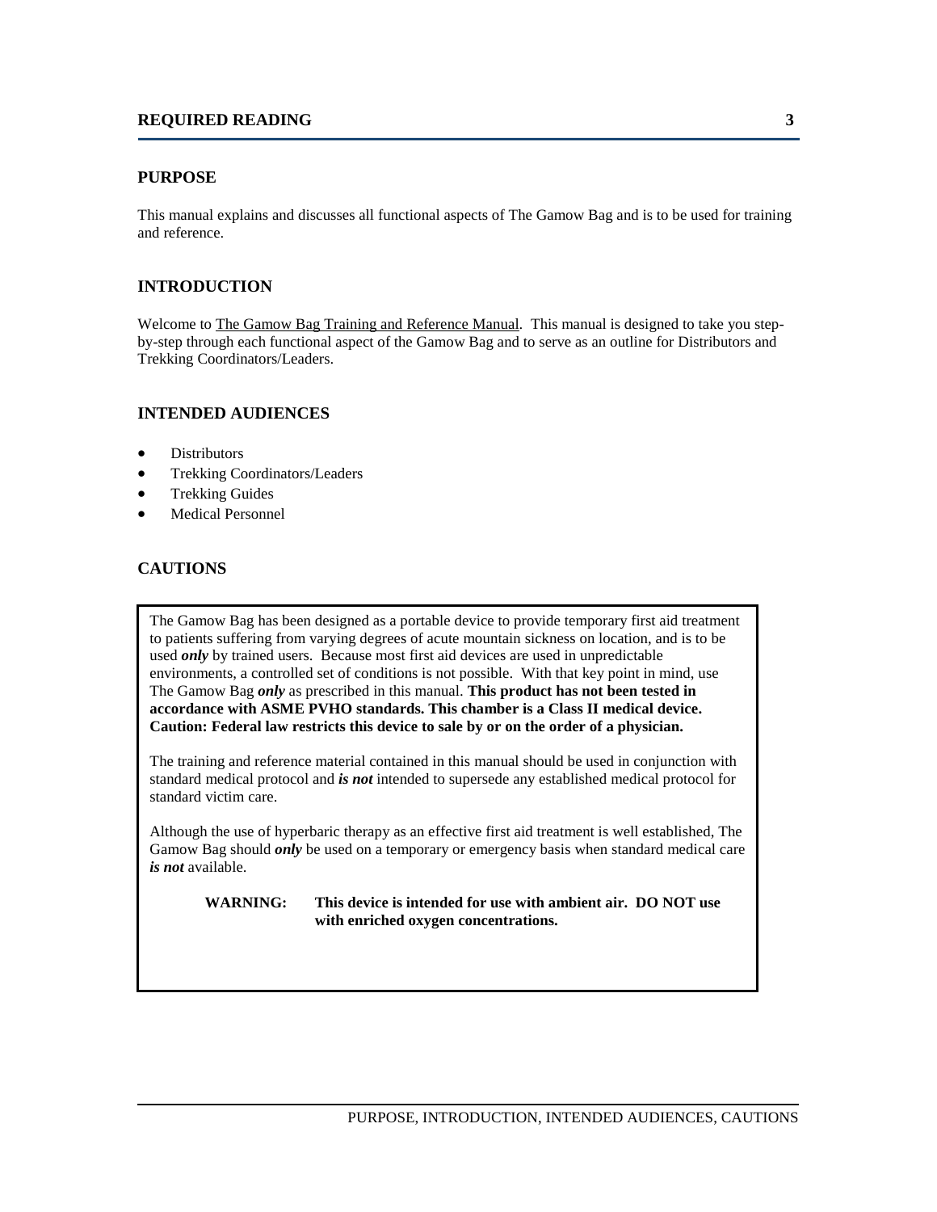## PURPOSE

This manual explains and discusses all functional aspects of The Gamow Bag and is to be used for training and reference.

## INTRODUCTION

Welcome to The Gamow Bag Training and Reference Manual. This manual is designed to take you step-by-step through each functional aspect of the Gamow Bag and to serve as an outline for Distributors and Trekking Coordinators/Leaders.

## INTENDED AUDIENCES

- Distributors
- Trekking Coordinators/Leaders
- Trekking Guides
- Medical Personnel

## CAUTIONS

The Gamow Bag has been designed as a portable device to provide temporary first aid treatment to patients suffering from varying degrees of acute mountain sickness on location, and is to be used ***only*** by trained users. Because most first aid devices are used in unpredictable environments, a controlled set of conditions is not possible. With that key point in mind, use The Gamow Bag ***only*** as prescribed in this manual. **This product has not been tested in accordance with ASME PVHO standards. This chamber is a Class II medical device. Caution: Federal law restricts this device to sale by or on the order of a physician.**

The training and reference material contained in this manual should be used in conjunction with standard medical protocol and ***is not*** intended to supersede any established medical protocol for standard victim care.

Although the use of hyperbaric therapy as an effective first aid treatment is well established, The Gamow Bag should ***only*** be used on a temporary or emergency basis when standard medical care ***is not*** available.

**WARNING: This device is intended for use with ambient air. DO NOT use with enriched oxygen concentrations.**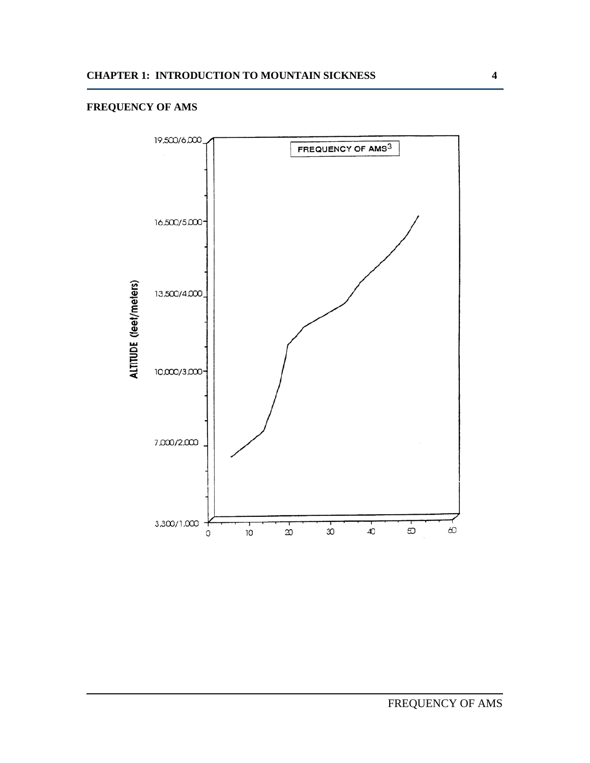## FREQUENCY OF AMS

FREQUENCY OF AMS[3]

ALTITUDE (feet/meters)

19,500/6,000

16,500/5,000

13,500/4,000

10,000/3,000

7,000/2,000

3,300/1,000

0 10 20 30 40 50 60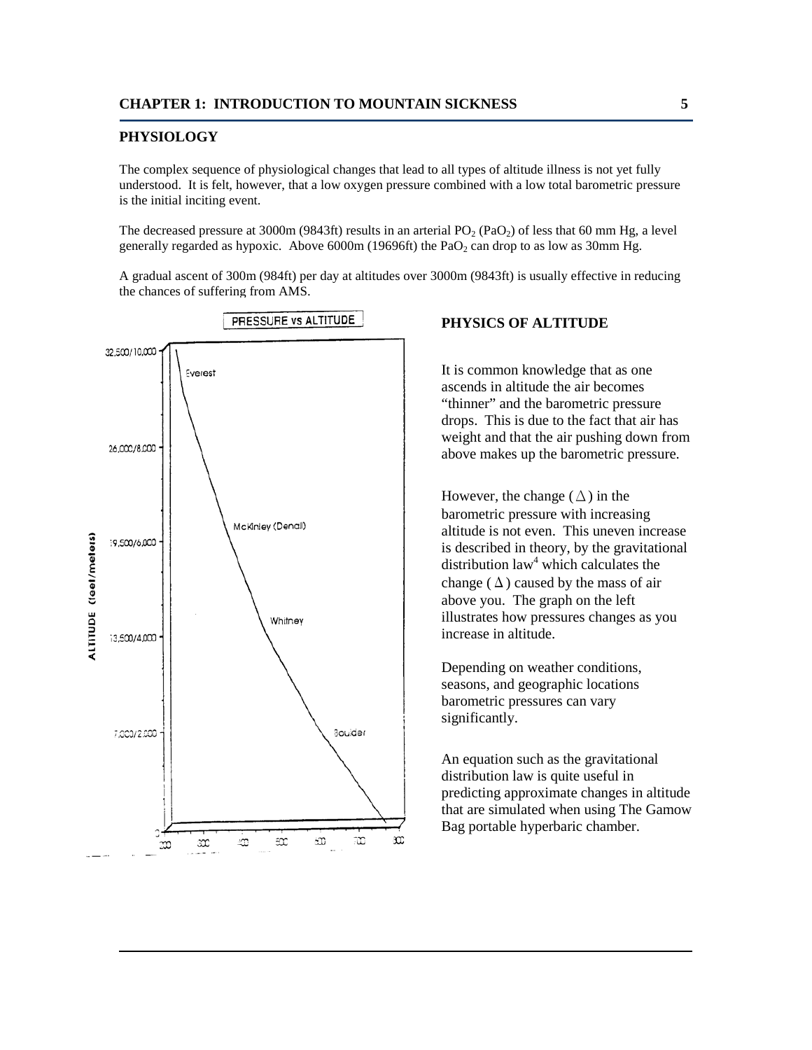## PHYSIOLOGY

The complex sequence of physiological changes that lead to all types of altitude illness is not yet fully understood. It is felt, however, that a low oxygen pressure combined with a low total barometric pressure is the initial inciting event.

The decreased pressure at 3000m (9843ft) results in an arterial $PO_2$ ($PaO_2$) of less that 60 mm Hg, a level generally regarded as hypoxic. Above 6000m (19696ft) the $PaO_2$ can drop to as low as 30mm Hg.

A gradual ascent of 300m (984ft) per day at altitudes over 3000m (9843ft) is usually effective in reducing the chances of suffering from AMS.

PRESSURE vs ALTITUDE

## PHYSICS OF ALTITUDE

It is common knowledge that as one ascends in altitude the air becomes "thinner" and the barometric pressure drops. This is due to the fact that air has weight and that the air pushing down from above makes up the barometric pressure.

However, the change ($\Delta$) in the barometric pressure with increasing altitude is not even. This uneven increase is described in theory, by the gravitational distribution law[4] which calculates the change ($\Delta$) caused by the mass of air above you. The graph on the left illustrates how pressures changes as you increase in altitude.

Depending on weather conditions, seasons, and geographic locations barometric pressures can vary significantly.

An equation such as the gravitational distribution law is quite useful in predicting approximate changes in altitude that are simulated when using The Gamow Bag portable hyperbaric chamber.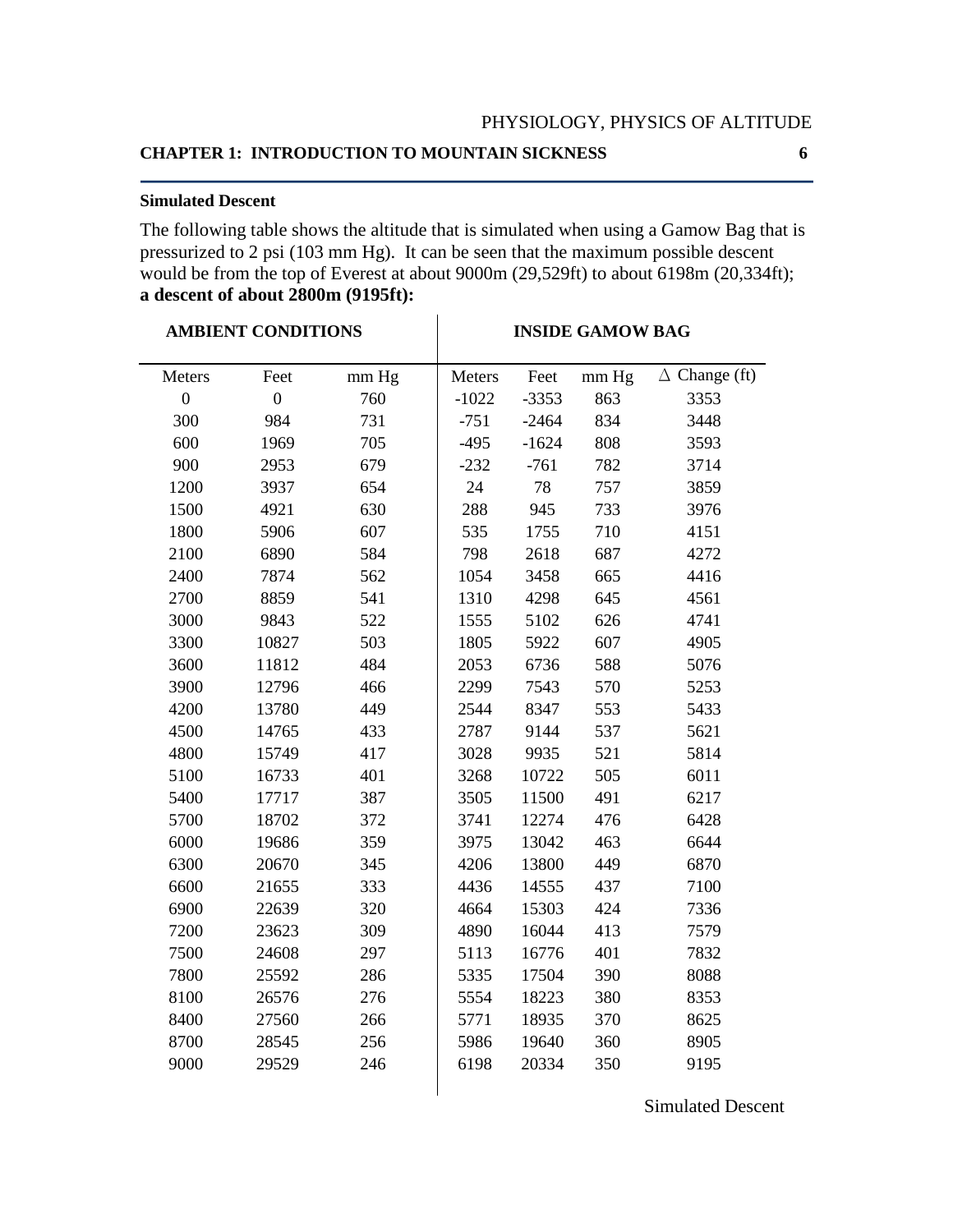### Simulated Descent

The following table shows the altitude that is simulated when using a Gamow Bag that is pressurized to 2 psi (103 mm Hg). It can be seen that the maximum possible descent would be from the top of Everest at about 9000m (29,529ft) to about 6198m (20,334ft); **a descent of about 2800m (9195ft):**

| AMBIENT CONDITIONS | | | INSIDE GAMOW BAG | | | |
|---|---|---|---|---|---|---|
| Meters | Feet | mm Hg | Meters | Feet | mm Hg | $\Delta$ Change (ft) |
| 0 | 0 | 760 | -1022 | -3353 | 863 | 3353 |
| 300 | 984 | 731 | -751 | -2464 | 834 | 3448 |
| 600 | 1969 | 705 | -495 | -1624 | 808 | 3593 |
| 900 | 2953 | 679 | -232 | -761 | 782 | 3714 |
| 1200 | 3937 | 654 | 24 | 78 | 757 | 3859 |
| 1500 | 4921 | 630 | 288 | 945 | 733 | 3976 |
| 1800 | 5906 | 607 | 535 | 1755 | 710 | 4151 |
| 2100 | 6890 | 584 | 798 | 2618 | 687 | 4272 |
| 2400 | 7874 | 562 | 1054 | 3458 | 665 | 4416 |
| 2700 | 8859 | 541 | 1310 | 4298 | 645 | 4561 |
| 3000 | 9843 | 522 | 1555 | 5102 | 626 | 4741 |
| 3300 | 10827 | 503 | 1805 | 5922 | 607 | 4905 |
| 3600 | 11812 | 484 | 2053 | 6736 | 588 | 5076 |
| 3900 | 12796 | 466 | 2299 | 7543 | 570 | 5253 |
| 4200 | 13780 | 449 | 2544 | 8347 | 553 | 5433 |
| 4500 | 14765 | 433 | 2787 | 9144 | 537 | 5621 |
| 4800 | 15749 | 417 | 3028 | 9935 | 521 | 5814 |
| 5100 | 16733 | 401 | 3268 | 10722 | 505 | 6011 |
| 5400 | 17717 | 387 | 3505 | 11500 | 491 | 6217 |
| 5700 | 18702 | 372 | 3741 | 12274 | 476 | 6428 |
| 6000 | 19686 | 359 | 3975 | 13042 | 463 | 6644 |
| 6300 | 20670 | 345 | 4206 | 13800 | 449 | 6870 |
| 6600 | 21655 | 333 | 4436 | 14555 | 437 | 7100 |
| 6900 | 22639 | 320 | 4664 | 15303 | 424 | 7336 |
| 7200 | 23623 | 309 | 4890 | 16044 | 413 | 7579 |
| 7500 | 24608 | 297 | 5113 | 16776 | 401 | 7832 |
| 7800 | 25592 | 286 | 5335 | 17504 | 390 | 8088 |
| 8100 | 26576 | 276 | 5554 | 18223 | 380 | 8353 |
| 8400 | 27560 | 266 | 5771 | 18935 | 370 | 8625 |
| 8700 | 28545 | 256 | 5986 | 19640 | 360 | 8905 |
| 9000 | 29529 | 246 | 6198 | 20334 | 350 | 9195 |

Simulated Descent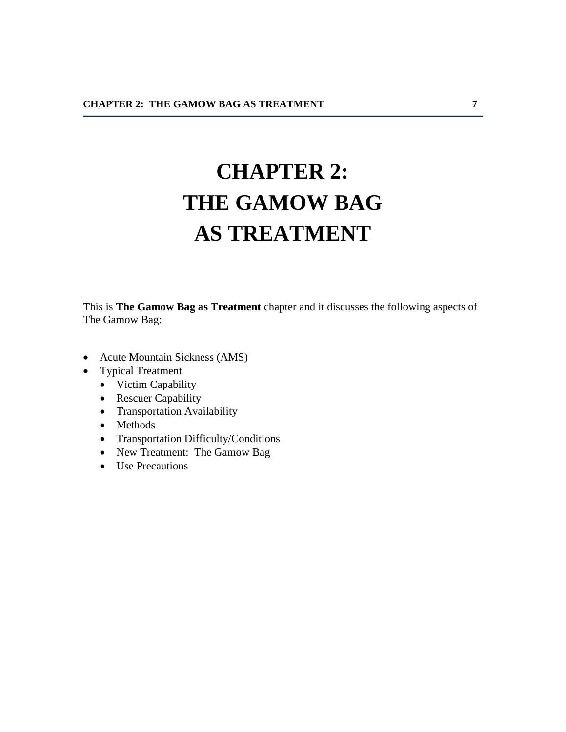# CHAPTER 2: THE GAMOW BAG AS TREATMENT

This is **The Gamow Bag as Treatment** chapter and it discusses the following aspects of The Gamow Bag:

- Acute Mountain Sickness (AMS)
- Typical Treatment
  - Victim Capability
  - Rescuer Capability
  - Transportation Availability
  - Methods
  - Transportation Difficulty/Conditions
  - New Treatment:  The Gamow Bag
  - Use Precautions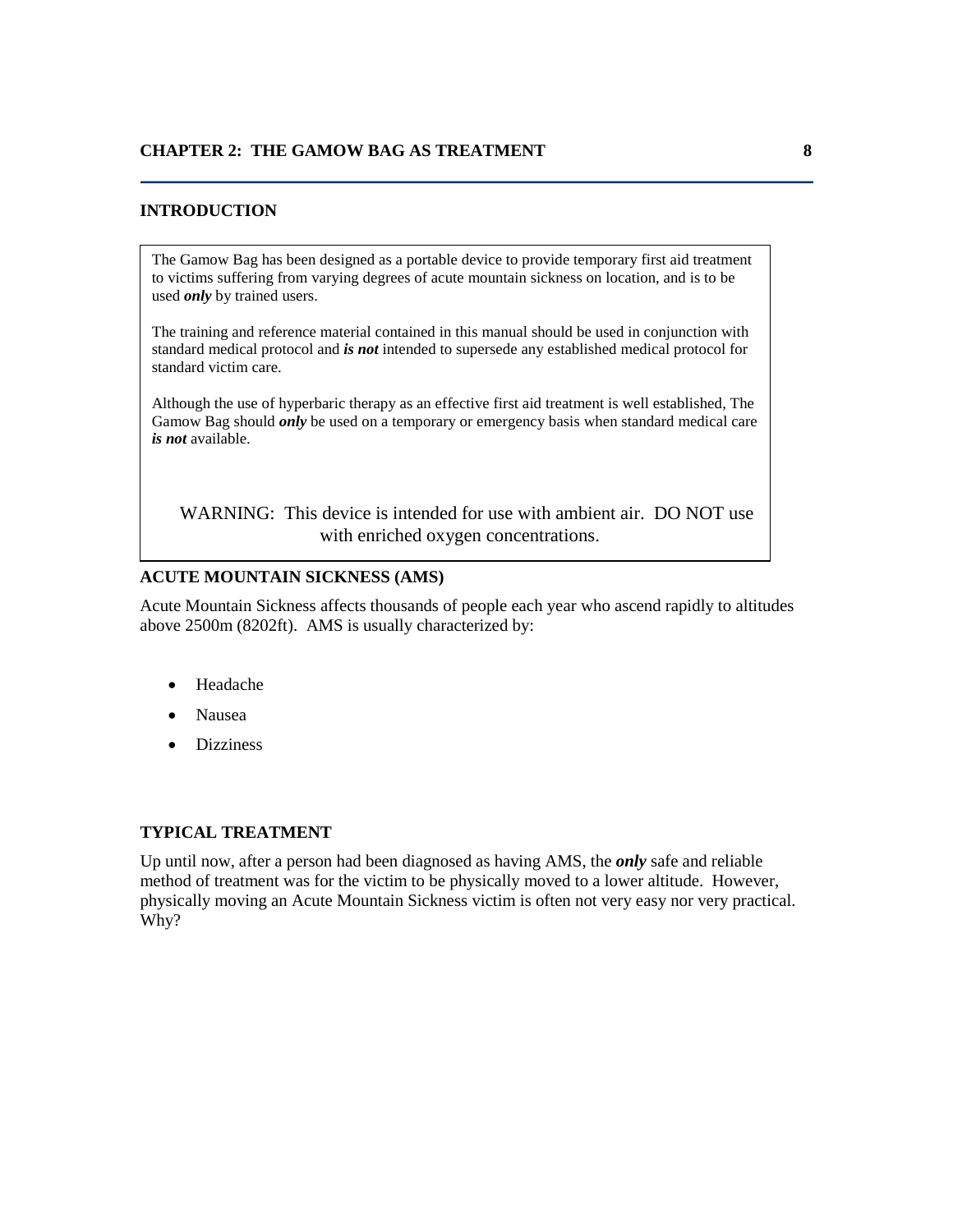## CHAPTER 2: THE GAMOW BAG AS TREATMENT

### INTRODUCTION

The Gamow Bag has been designed as a portable device to provide temporary first aid treatment to victims suffering from varying degrees of acute mountain sickness on location, and is to be used ***only*** by trained users.

The training and reference material contained in this manual should be used in conjunction with standard medical protocol and ***is not*** intended to supersede any established medical protocol for standard victim care.

Although the use of hyperbaric therapy as an effective first aid treatment is well established, The Gamow Bag should ***only*** be used on a temporary or emergency basis when standard medical care ***is not*** available.

WARNING: This device is intended for use with ambient air. DO NOT use with enriched oxygen concentrations.

### ACUTE MOUNTAIN SICKNESS (AMS)

Acute Mountain Sickness affects thousands of people each year who ascend rapidly to altitudes above 2500m (8202ft). AMS is usually characterized by:

- Headache
- Nausea
- Dizziness

### TYPICAL TREATMENT

Up until now, after a person had been diagnosed as having AMS, the ***only*** safe and reliable method of treatment was for the victim to be physically moved to a lower altitude. However, physically moving an Acute Mountain Sickness victim is often not very easy nor very practical. Why?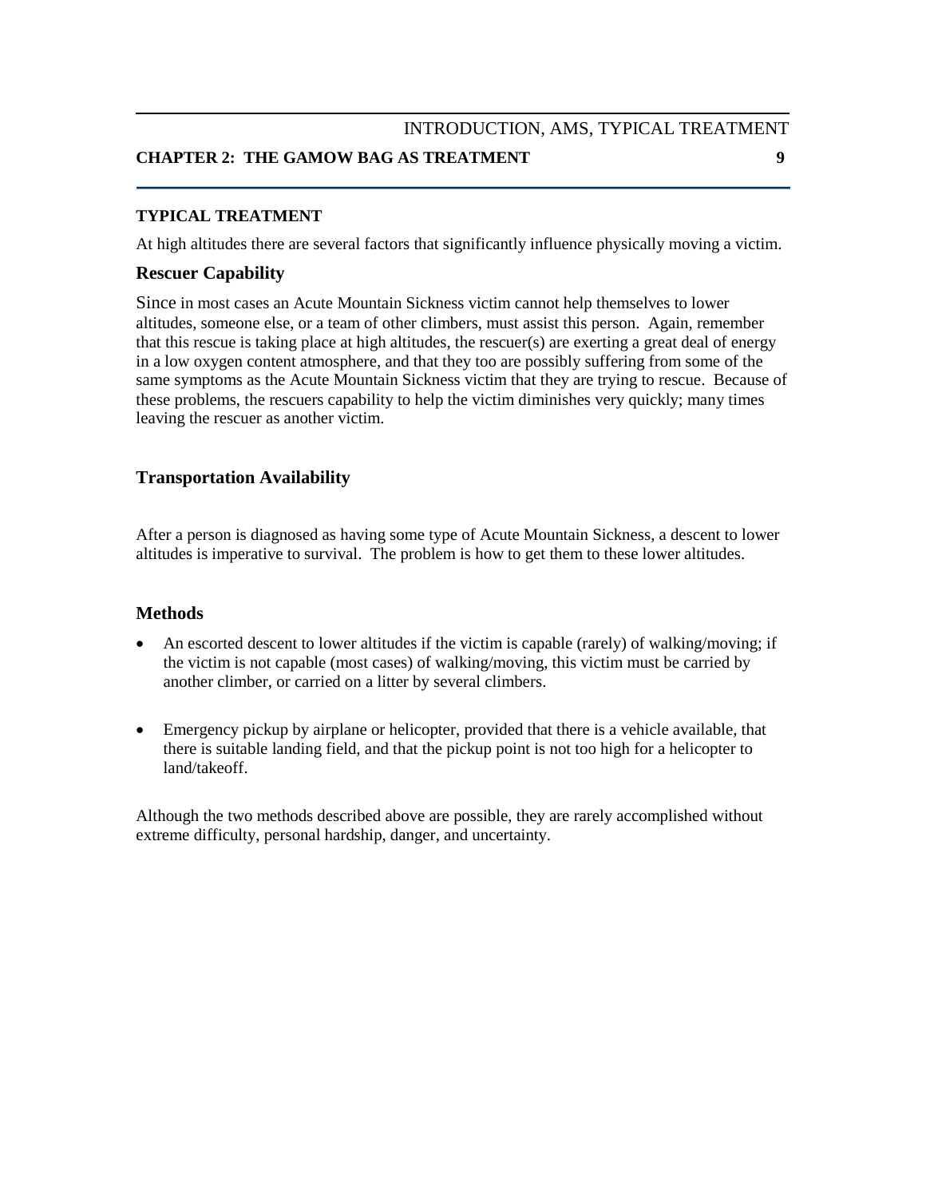## TYPICAL TREATMENT

At high altitudes there are several factors that significantly influence physically moving a victim.

### Rescuer Capability

Since in most cases an Acute Mountain Sickness victim cannot help themselves to lower altitudes, someone else, or a team of other climbers, must assist this person. Again, remember that this rescue is taking place at high altitudes, the rescuer(s) are exerting a great deal of energy in a low oxygen content atmosphere, and that they too are possibly suffering from some of the same symptoms as the Acute Mountain Sickness victim that they are trying to rescue. Because of these problems, the rescuers capability to help the victim diminishes very quickly; many times leaving the rescuer as another victim.

### Transportation Availability

After a person is diagnosed as having some type of Acute Mountain Sickness, a descent to lower altitudes is imperative to survival. The problem is how to get them to these lower altitudes.

### Methods

- An escorted descent to lower altitudes if the victim is capable (rarely) of walking/moving; if the victim is not capable (most cases) of walking/moving, this victim must be carried by another climber, or carried on a litter by several climbers.

- Emergency pickup by airplane or helicopter, provided that there is a vehicle available, that there is suitable landing field, and that the pickup point is not too high for a helicopter to land/takeoff.

Although the two methods described above are possible, they are rarely accomplished without extreme difficulty, personal hardship, danger, and uncertainty.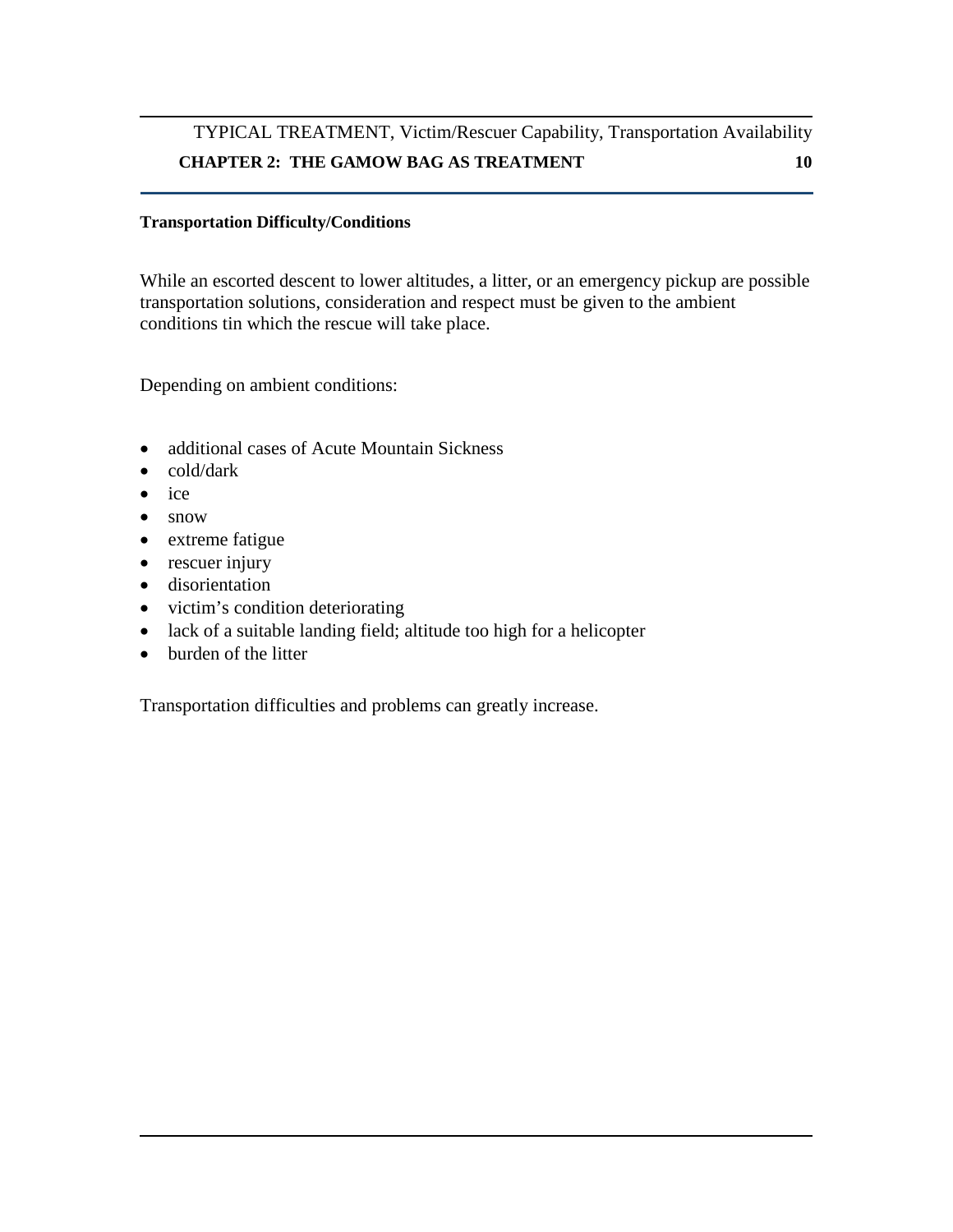**Transportation Difficulty/Conditions**

While an escorted descent to lower altitudes, a litter, or an emergency pickup are possible transportation solutions, consideration and respect must be given to the ambient conditions tin which the rescue will take place.

Depending on ambient conditions:

- additional cases of Acute Mountain Sickness
- cold/dark
- ice
- snow
- extreme fatigue
- rescuer injury
- disorientation
- victim's condition deteriorating
- lack of a suitable landing field; altitude too high for a helicopter
- burden of the litter

Transportation difficulties and problems can greatly increase.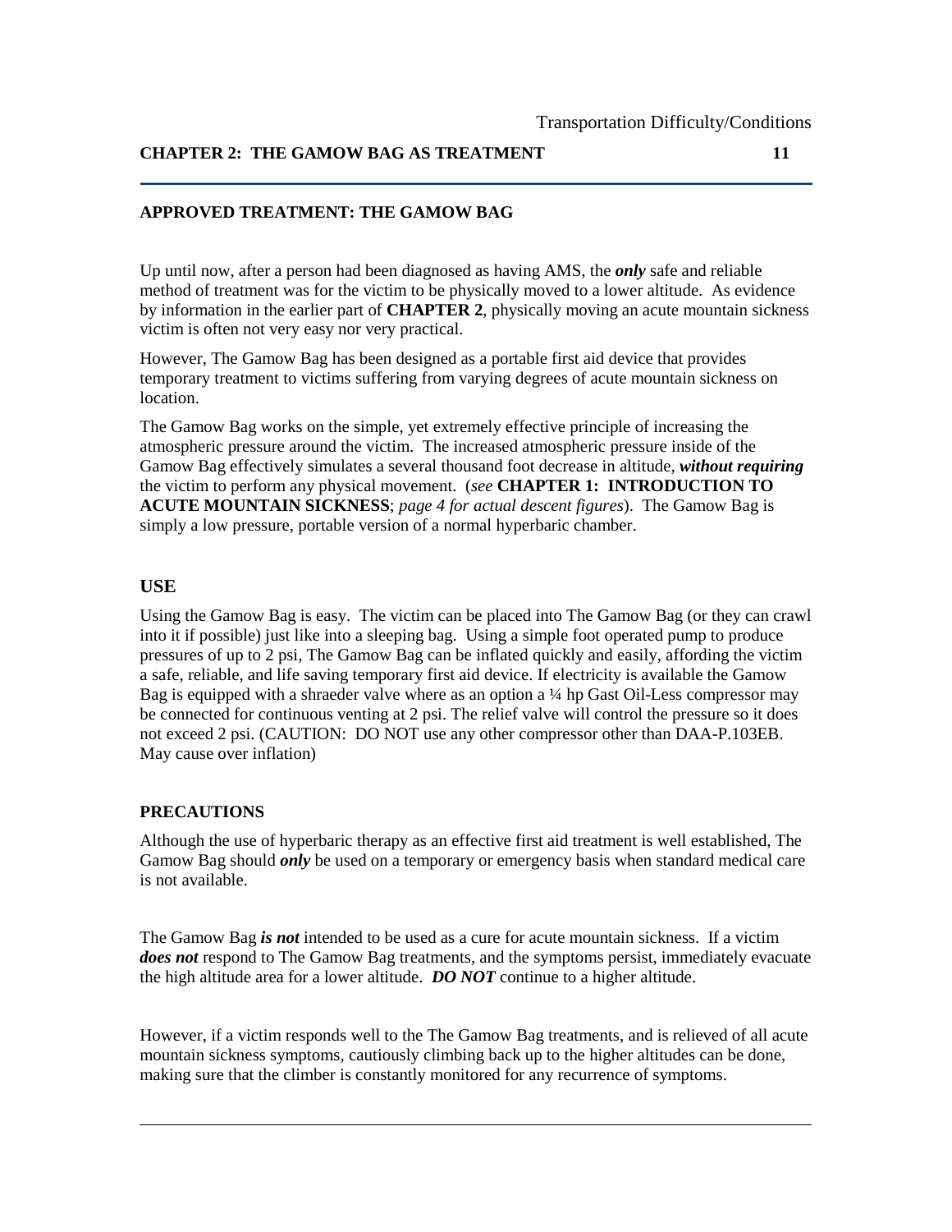## APPROVED TREATMENT: THE GAMOW BAG

Up until now, after a person had been diagnosed as having AMS, the ***only*** safe and reliable method of treatment was for the victim to be physically moved to a lower altitude. As evidence by information in the earlier part of **CHAPTER 2**, physically moving an acute mountain sickness victim is often not very easy nor very practical.

However, The Gamow Bag has been designed as a portable first aid device that provides temporary treatment to victims suffering from varying degrees of acute mountain sickness on location.

The Gamow Bag works on the simple, yet extremely effective principle of increasing the atmospheric pressure around the victim. The increased atmospheric pressure inside of the Gamow Bag effectively simulates a several thousand foot decrease in altitude, ***without requiring*** the victim to perform any physical movement. (*see* **CHAPTER 1: INTRODUCTION TO ACUTE MOUNTAIN SICKNESS**; *page 4 for actual descent figures*). The Gamow Bag is simply a low pressure, portable version of a normal hyperbaric chamber.

## USE

Using the Gamow Bag is easy. The victim can be placed into The Gamow Bag (or they can crawl into it if possible) just like into a sleeping bag. Using a simple foot operated pump to produce pressures of up to 2 psi, The Gamow Bag can be inflated quickly and easily, affording the victim a safe, reliable, and life saving temporary first aid device. If electricity is available the Gamow Bag is equipped with a shraeder valve where as an option a ¼ hp Gast Oil-Less compressor may be connected for continuous venting at 2 psi. The relief valve will control the pressure so it does not exceed 2 psi. (CAUTION: DO NOT use any other compressor other than DAA-P.103EB. May cause over inflation)

### PRECAUTIONS

Although the use of hyperbaric therapy as an effective first aid treatment is well established, The Gamow Bag should ***only*** be used on a temporary or emergency basis when standard medical care is not available.

The Gamow Bag ***is not*** intended to be used as a cure for acute mountain sickness. If a victim ***does not*** respond to The Gamow Bag treatments, and the symptoms persist, immediately evacuate the high altitude area for a lower altitude. ***DO NOT*** continue to a higher altitude.

However, if a victim responds well to the The Gamow Bag treatments, and is relieved of all acute mountain sickness symptoms, cautiously climbing back up to the higher altitudes can be done, making sure that the climber is constantly monitored for any recurrence of symptoms.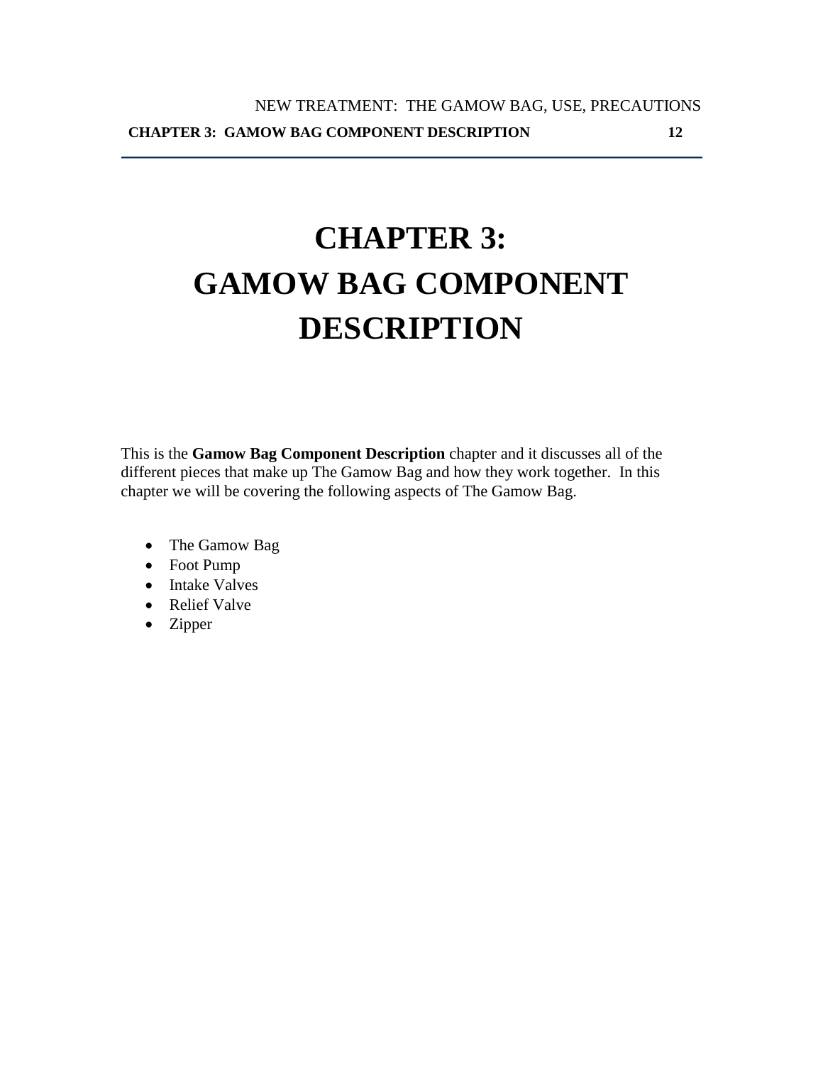# CHAPTER 3:
# GAMOW BAG COMPONENT DESCRIPTION

This is the **Gamow Bag Component Description** chapter and it discusses all of the different pieces that make up The Gamow Bag and how they work together. In this chapter we will be covering the following aspects of The Gamow Bag.

- The Gamow Bag
- Foot Pump
- Intake Valves
- Relief Valve
- Zipper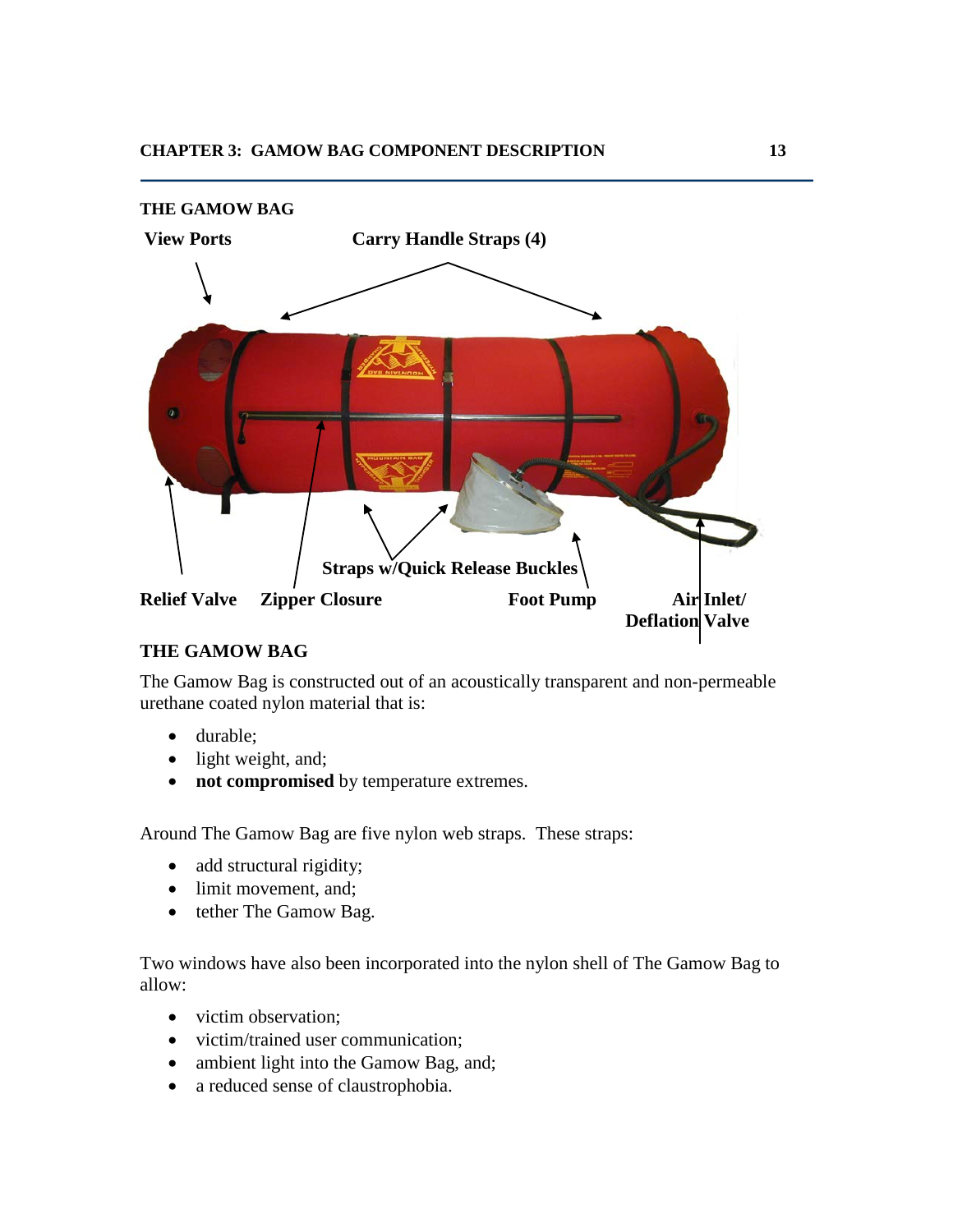## THE GAMOW BAG

View Ports

Carry Handle Straps (4)

Straps w/Quick Release Buckles

Relief Valve

Zipper Closure

Foot Pump

Air Inlet/ Deflation Valve

## THE GAMOW BAG

The Gamow Bag is constructed out of an acoustically transparent and non-permeable urethane coated nylon material that is:

- durable;
- light weight, and;
- **not compromised** by temperature extremes.

Around The Gamow Bag are five nylon web straps. These straps:

- add structural rigidity;
- limit movement, and;
- tether The Gamow Bag.

Two windows have also been incorporated into the nylon shell of The Gamow Bag to allow:

- victim observation;
- victim/trained user communication;
- ambient light into the Gamow Bag, and;
- a reduced sense of claustrophobia.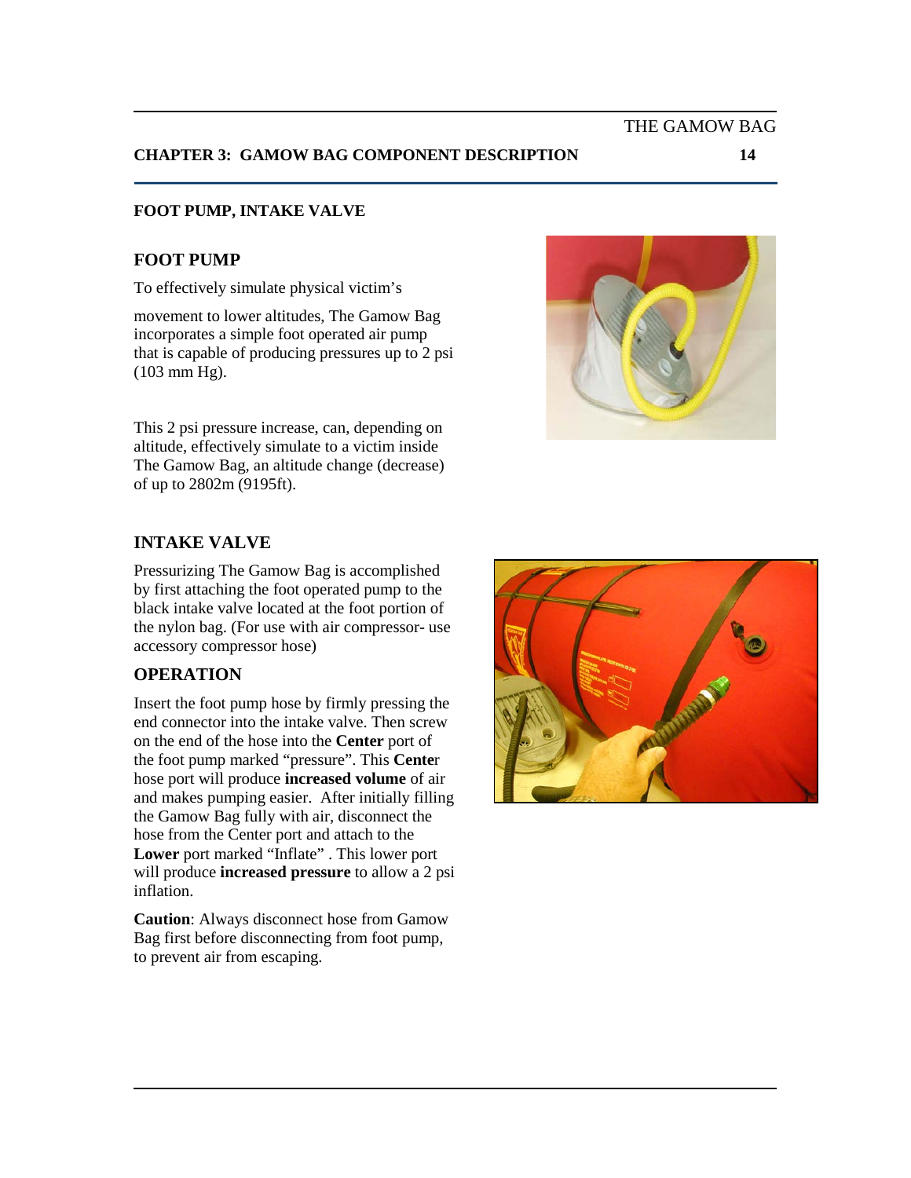## FOOT PUMP, INTAKE VALVE

### FOOT PUMP

To effectively simulate physical victim's

movement to lower altitudes, The Gamow Bag incorporates a simple foot operated air pump that is capable of producing pressures up to 2 psi (103 mm Hg).

This 2 psi pressure increase, can, depending on altitude, effectively simulate to a victim inside The Gamow Bag, an altitude change (decrease) of up to 2802m (9195ft).

### INTAKE VALVE

Pressurizing The Gamow Bag is accomplished by first attaching the foot operated pump to the black intake valve located at the foot portion of the nylon bag. (For use with air compressor- use accessory compressor hose)

### OPERATION

Insert the foot pump hose by firmly pressing the end connector into the intake valve. Then screw on the end of the hose into the **Center** port of the foot pump marked "pressure". This **Center** hose port will produce **increased volume** of air and makes pumping easier. After initially filling the Gamow Bag fully with air, disconnect the hose from the Center port and attach to the **Lower** port marked "Inflate" . This lower port will produce **increased pressure** to allow a 2 psi inflation.

**Caution**: Always disconnect hose from Gamow Bag first before disconnecting from foot pump, to prevent air from escaping.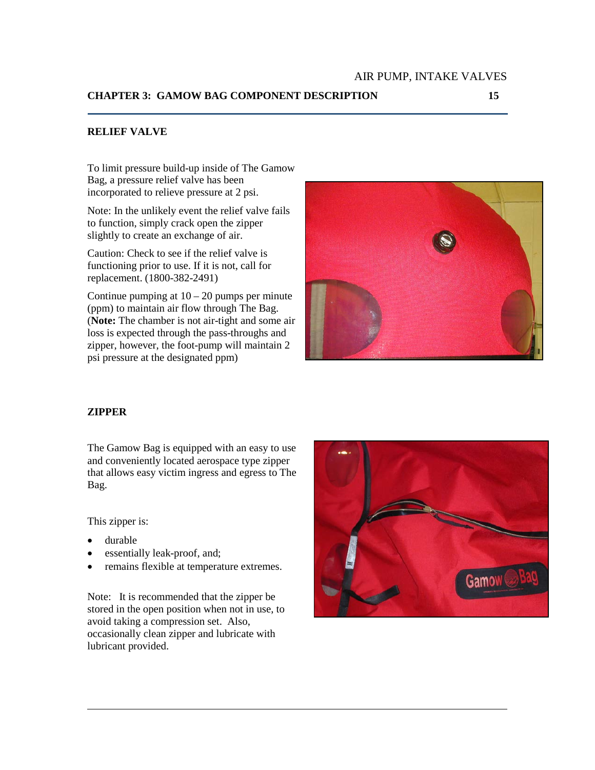## RELIEF VALVE

To limit pressure build-up inside of The Gamow Bag, a pressure relief valve has been incorporated to relieve pressure at 2 psi.

Note: In the unlikely event the relief valve fails to function, simply crack open the zipper slightly to create an exchange of air.

Caution: Check to see if the relief valve is functioning prior to use. If it is not, call for replacement. (1800-382-2491)

Continue pumping at 10 – 20 pumps per minute (ppm) to maintain air flow through The Bag. (**Note:** The chamber is not air-tight and some air loss is expected through the pass-throughs and zipper, however, the foot-pump will maintain 2 psi pressure at the designated ppm)

## ZIPPER

The Gamow Bag is equipped with an easy to use and conveniently located aerospace type zipper that allows easy victim ingress and egress to The Bag.

This zipper is:

- durable
- essentially leak-proof, and;
- remains flexible at temperature extremes.

Note: It is recommended that the zipper be stored in the open position when not in use, to avoid taking a compression set. Also, occasionally clean zipper and lubricate with lubricant provided.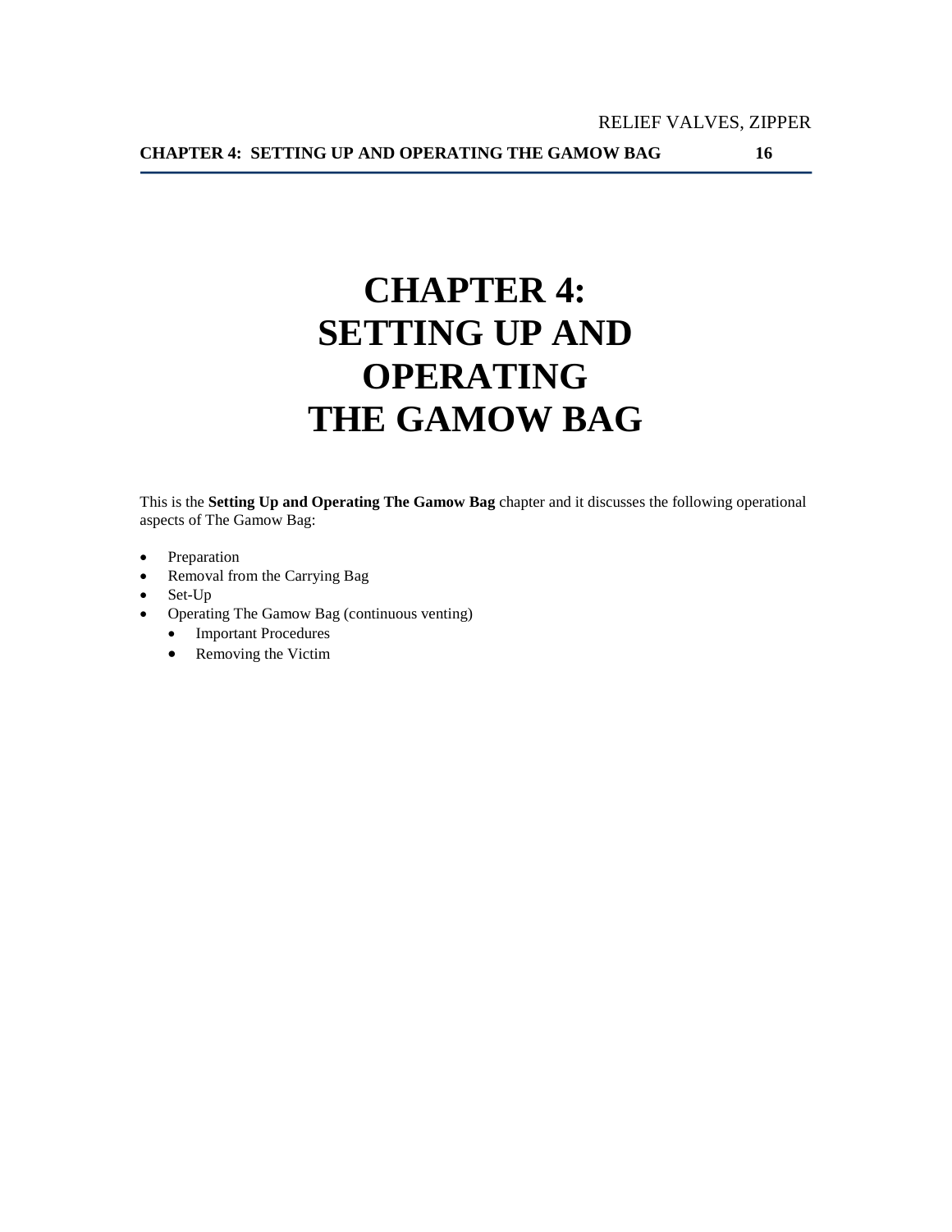# CHAPTER 4: SETTING UP AND OPERATING THE GAMOW BAG

This is the **Setting Up and Operating The Gamow Bag** chapter and it discusses the following operational aspects of The Gamow Bag:

- Preparation
- Removal from the Carrying Bag
- Set-Up
- Operating The Gamow Bag (continuous venting)
  - Important Procedures
  - Removing the Victim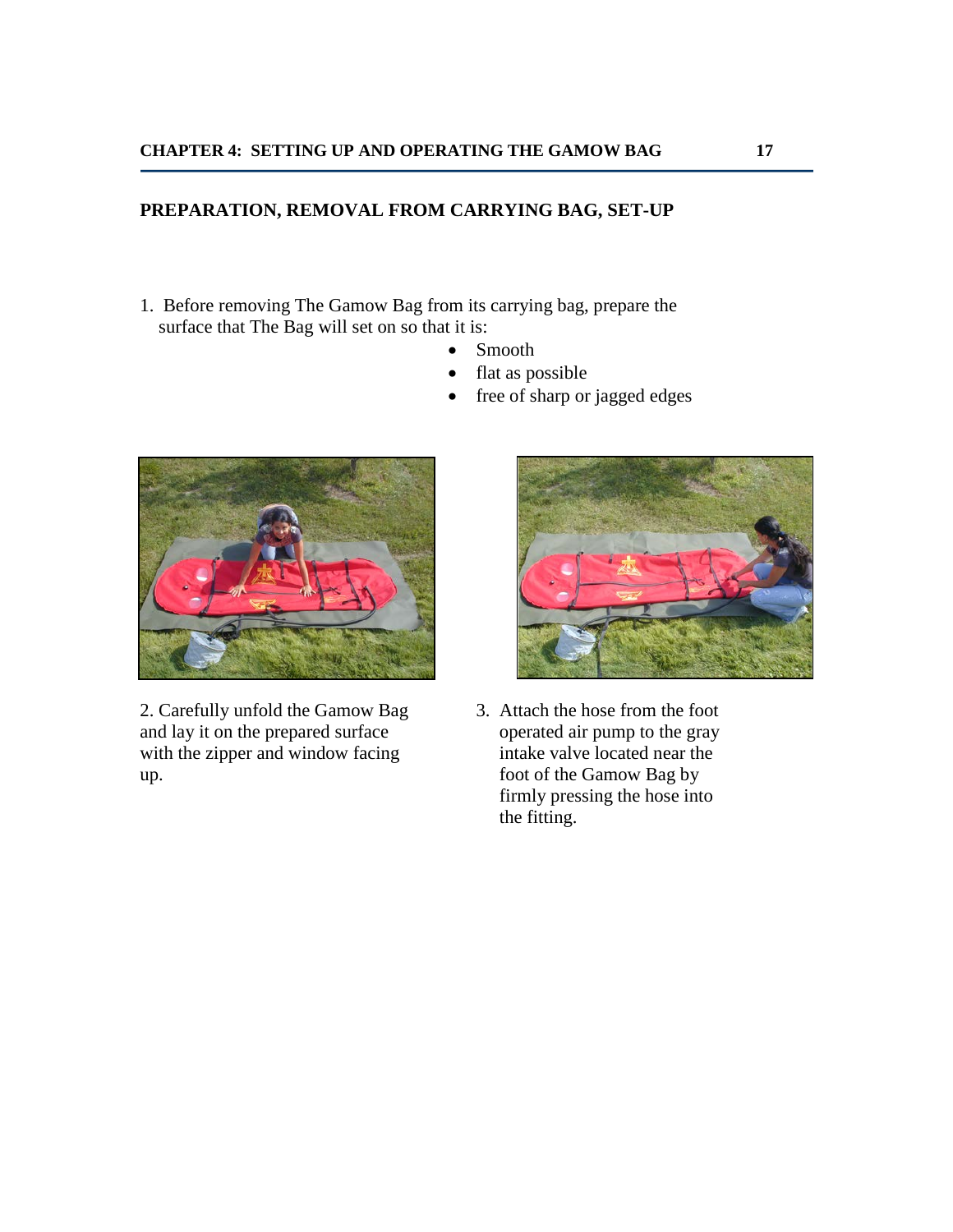## PREPARATION, REMOVAL FROM CARRYING BAG, SET-UP

1. Before removing The Gamow Bag from its carrying bag, prepare the surface that The Bag will set on so that it is:
   - Smooth
   - flat as possible
   - free of sharp or jagged edges

2. Carefully unfold the Gamow Bag and lay it on the prepared surface with the zipper and window facing up.

3. Attach the hose from the foot operated air pump to the gray intake valve located near the foot of the Gamow Bag by firmly pressing the hose into the fitting.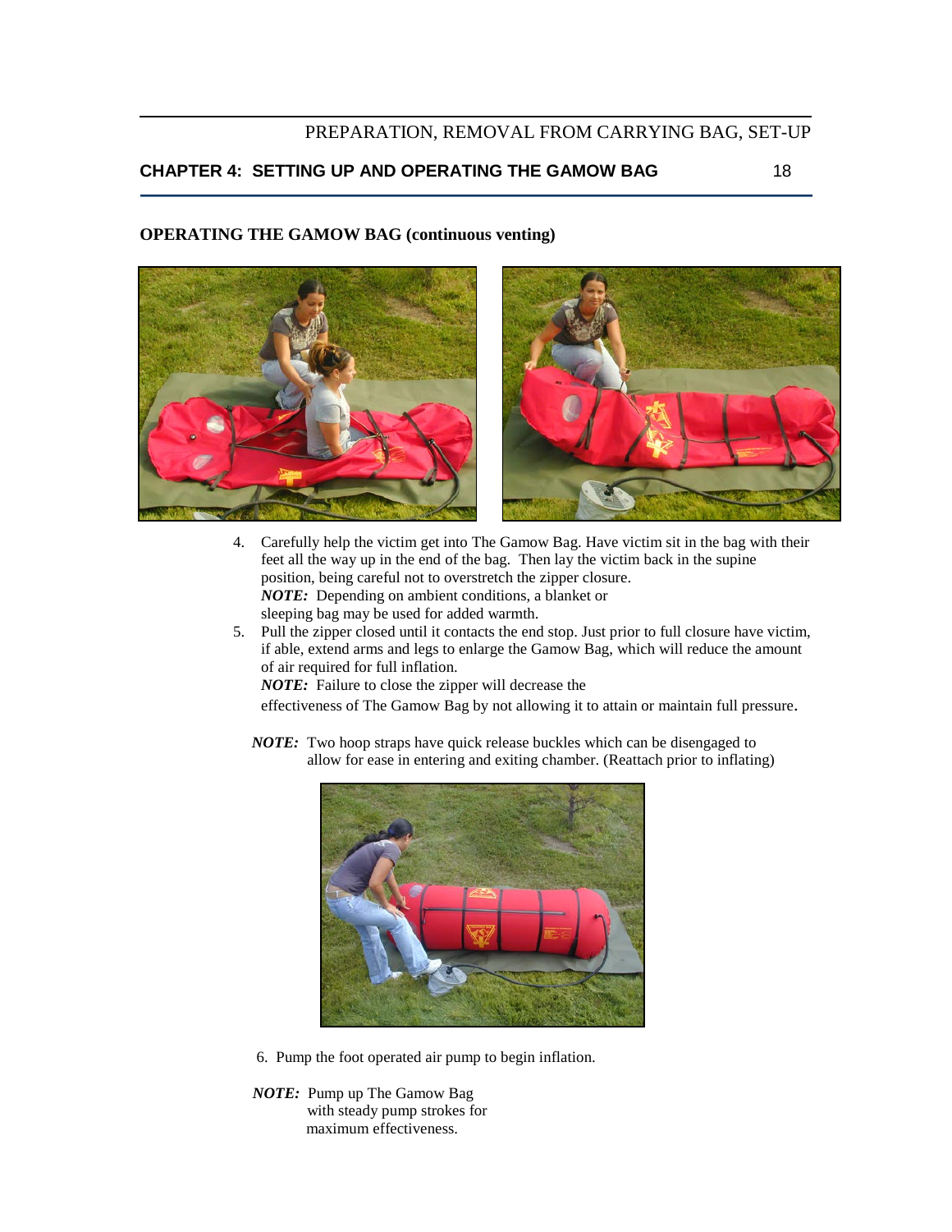## OPERATING THE GAMOW BAG (continuous venting)

4. Carefully help the victim get into The Gamow Bag. Have victim sit in the bag with their feet all the way up in the end of the bag. Then lay the victim back in the supine position, being careful not to overstretch the zipper closure.
   ***NOTE:*** Depending on ambient conditions, a blanket or sleeping bag may be used for added warmth.
5. Pull the zipper closed until it contacts the end stop. Just prior to full closure have victim, if able, extend arms and legs to enlarge the Gamow Bag, which will reduce the amount of air required for full inflation.
   ***NOTE:*** Failure to close the zipper will decrease the effectiveness of The Gamow Bag by not allowing it to attain or maintain full pressure.

***NOTE:*** Two hoop straps have quick release buckles which can be disengaged to allow for ease in entering and exiting chamber. (Reattach prior to inflating)

6. Pump the foot operated air pump to begin inflation.

***NOTE:*** Pump up The Gamow Bag with steady pump strokes for maximum effectiveness.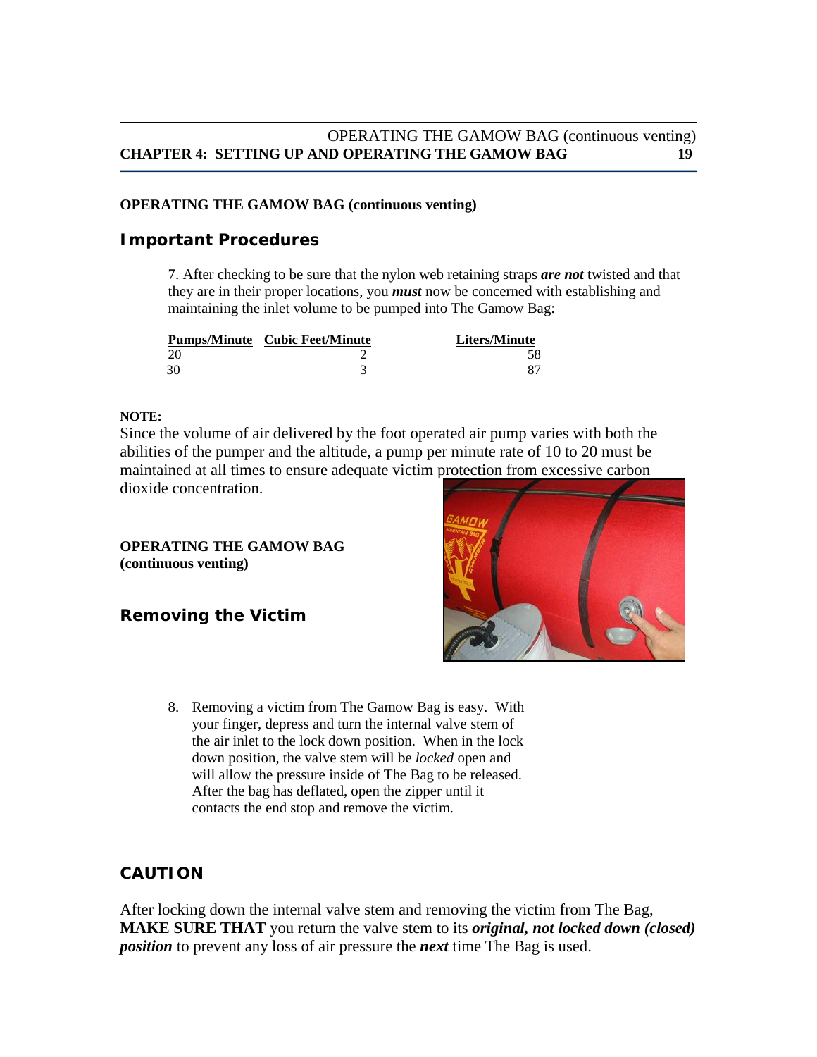**OPERATING THE GAMOW BAG (continuous venting)**

## Important Procedures

7. After checking to be sure that the nylon web retaining straps ***are not*** twisted and that they are in their proper locations, you ***must*** now be concerned with establishing and maintaining the inlet volume to be pumped into The Gamow Bag:

| Pumps/Minute | Cubic Feet/Minute | Liters/Minute |
|---|---|---|
| 20 | 2 | 58 |
| 30 | 3 | 87 |

**NOTE:**
Since the volume of air delivered by the foot operated air pump varies with both the abilities of the pumper and the altitude, a pump per minute rate of 10 to 20 must be maintained at all times to ensure adequate victim protection from excessive carbon dioxide concentration.

**OPERATING THE GAMOW BAG (continuous venting)**

## Removing the Victim

8. Removing a victim from The Gamow Bag is easy. With your finger, depress and turn the internal valve stem of the air inlet to the lock down position. When in the lock down position, the valve stem will be *locked* open and will allow the pressure inside of The Bag to be released. After the bag has deflated, open the zipper until it contacts the end stop and remove the victim.

## CAUTION

After locking down the internal valve stem and removing the victim from The Bag, **MAKE SURE THAT** you return the valve stem to its ***original, not locked down (closed) position*** to prevent any loss of air pressure the ***next*** time The Bag is used.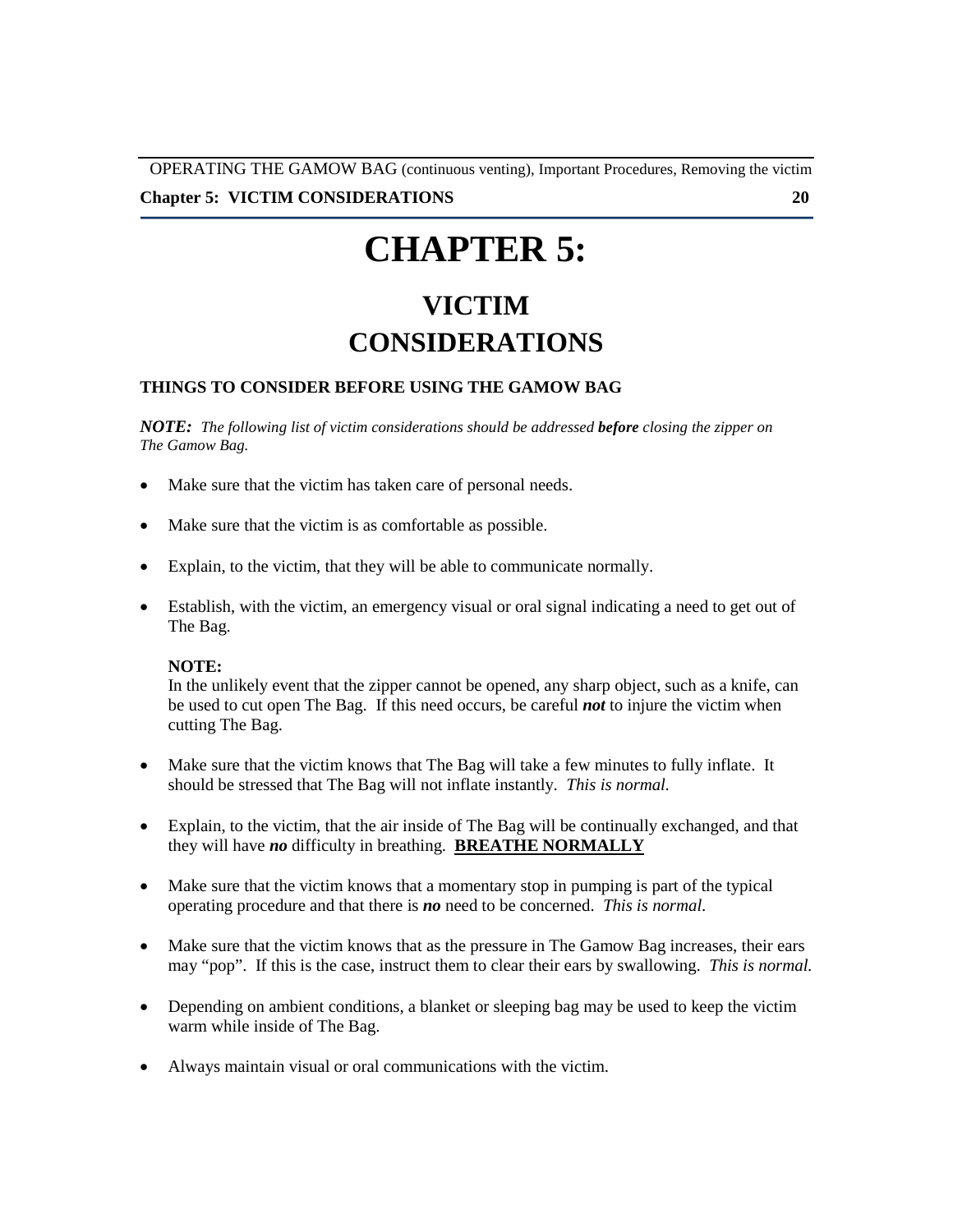# CHAPTER 5:

## VICTIM CONSIDERATIONS

### THINGS TO CONSIDER BEFORE USING THE GAMOW BAG

***NOTE:*** *The following list of victim considerations should be addressed **before** closing the zipper on The Gamow Bag.*

- Make sure that the victim has taken care of personal needs.
- Make sure that the victim is as comfortable as possible.
- Explain, to the victim, that they will be able to communicate normally.
- Establish, with the victim, an emergency visual or oral signal indicating a need to get out of The Bag.

  **NOTE:**
  In the unlikely event that the zipper cannot be opened, any sharp object, such as a knife, can be used to cut open The Bag. If this need occurs, be careful ***not*** to injure the victim when cutting The Bag.

- Make sure that the victim knows that The Bag will take a few minutes to fully inflate. It should be stressed that The Bag will not inflate instantly. *This is normal.*
- Explain, to the victim, that the air inside of The Bag will be continually exchanged, and that they will have ***no*** difficulty in breathing. **<u>BREATHE NORMALLY</u>**
- Make sure that the victim knows that a momentary stop in pumping is part of the typical operating procedure and that there is ***no*** need to be concerned. *This is normal.*
- Make sure that the victim knows that as the pressure in The Gamow Bag increases, their ears may "pop". If this is the case, instruct them to clear their ears by swallowing. *This is normal.*
- Depending on ambient conditions, a blanket or sleeping bag may be used to keep the victim warm while inside of The Bag.
- Always maintain visual or oral communications with the victim.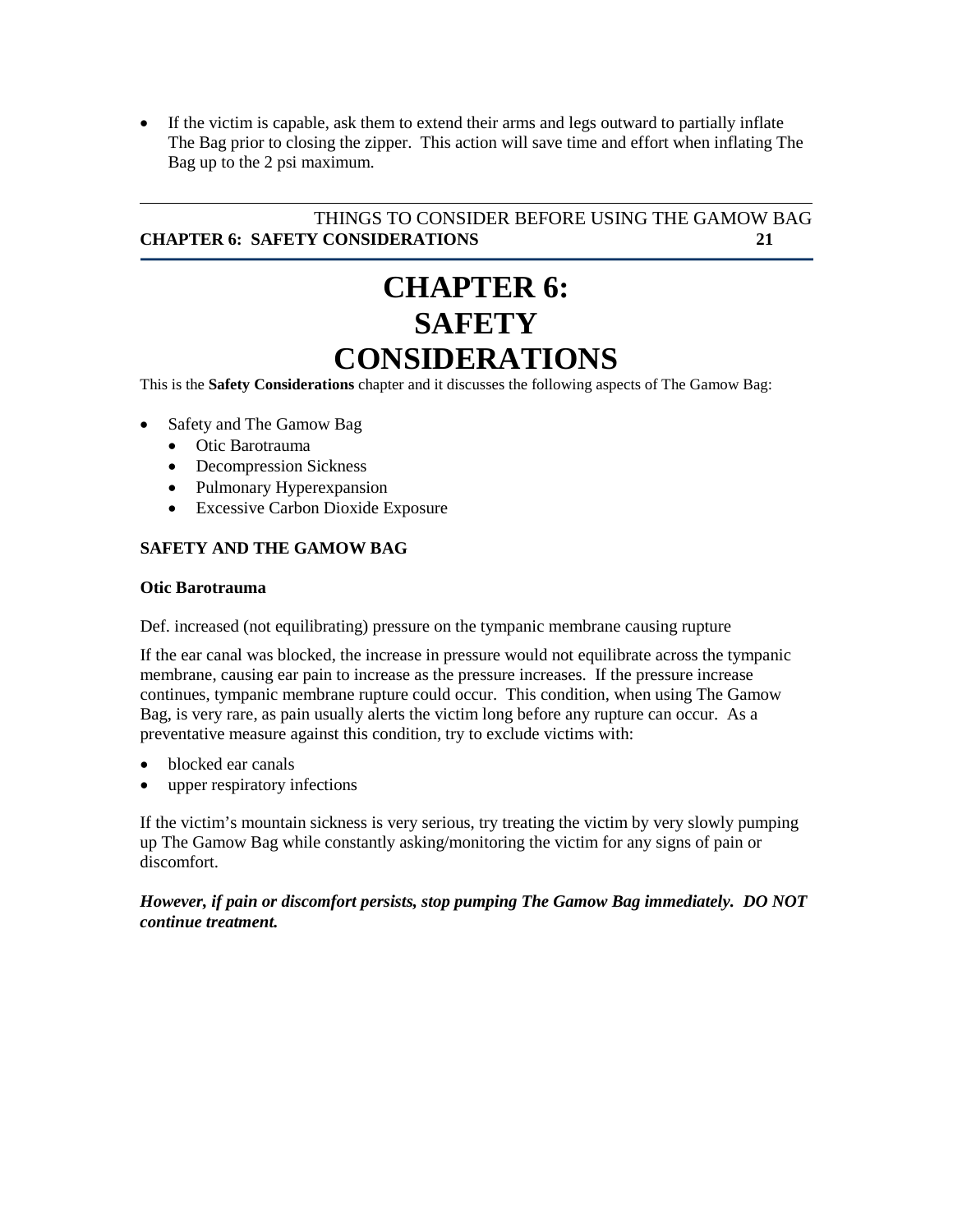- If the victim is capable, ask them to extend their arms and legs outward to partially inflate The Bag prior to closing the zipper. This action will save time and effort when inflating The Bag up to the 2 psi maximum.

# CHAPTER 6: SAFETY CONSIDERATIONS

This is the **Safety Considerations** chapter and it discusses the following aspects of The Gamow Bag:

- Safety and The Gamow Bag
  - Otic Barotrauma
  - Decompression Sickness
  - Pulmonary Hyperexpansion
  - Excessive Carbon Dioxide Exposure

## SAFETY AND THE GAMOW BAG

### Otic Barotrauma

Def. increased (not equilibrating) pressure on the tympanic membrane causing rupture

If the ear canal was blocked, the increase in pressure would not equilibrate across the tympanic membrane, causing ear pain to increase as the pressure increases. If the pressure increase continues, tympanic membrane rupture could occur. This condition, when using The Gamow Bag, is very rare, as pain usually alerts the victim long before any rupture can occur. As a preventative measure against this condition, try to exclude victims with:

- blocked ear canals
- upper respiratory infections

If the victim's mountain sickness is very serious, try treating the victim by very slowly pumping up The Gamow Bag while constantly asking/monitoring the victim for any signs of pain or discomfort.

***However, if pain or discomfort persists, stop pumping The Gamow Bag immediately. DO NOT continue treatment.***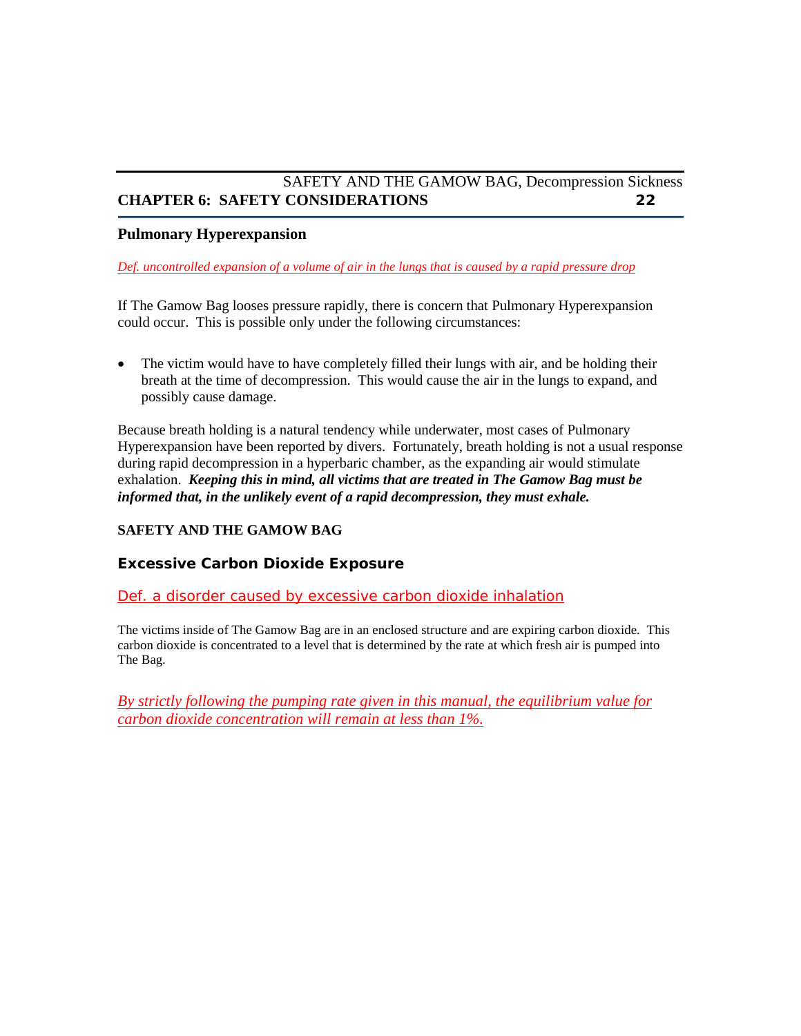## Pulmonary Hyperexpansion

*Def. uncontrolled expansion of a volume of air in the lungs that is caused by a rapid pressure drop*

If The Gamow Bag looses pressure rapidly, there is concern that Pulmonary Hyperexpansion could occur. This is possible only under the following circumstances:

- The victim would have to have completely filled their lungs with air, and be holding their breath at the time of decompression. This would cause the air in the lungs to expand, and possibly cause damage.

Because breath holding is a natural tendency while underwater, most cases of Pulmonary Hyperexpansion have been reported by divers. Fortunately, breath holding is not a usual response during rapid decompression in a hyperbaric chamber, as the expanding air would stimulate exhalation. ***Keeping this in mind, all victims that are treated in The Gamow Bag must be informed that, in the unlikely event of a rapid decompression, they must exhale.***

**SAFETY AND THE GAMOW BAG**

### Excessive Carbon Dioxide Exposure

Def. a disorder caused by excessive carbon dioxide inhalation

The victims inside of The Gamow Bag are in an enclosed structure and are expiring carbon dioxide. This carbon dioxide is concentrated to a level that is determined by the rate at which fresh air is pumped into The Bag.

*By strictly following the pumping rate given in this manual, the equilibrium value for carbon dioxide concentration will remain at less than 1%.*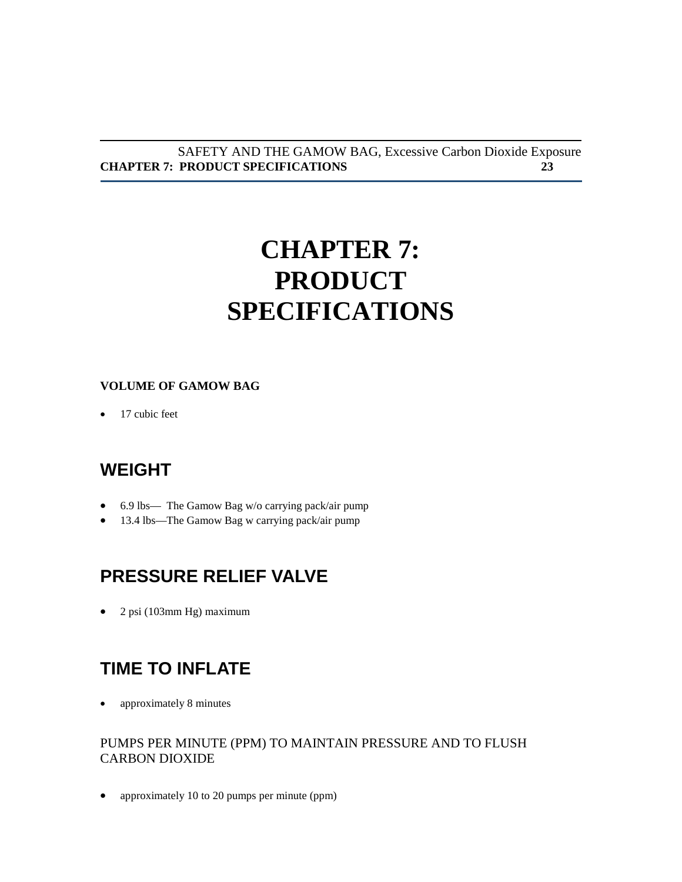# CHAPTER 7: PRODUCT SPECIFICATIONS

**VOLUME OF GAMOW BAG**

- 17 cubic feet

## WEIGHT

- 6.9 lbs— The Gamow Bag w/o carrying pack/air pump
- 13.4 lbs—The Gamow Bag w carrying pack/air pump

## PRESSURE RELIEF VALVE

- 2 psi (103mm Hg) maximum

## TIME TO INFLATE

- approximately 8 minutes

### PUMPS PER MINUTE (PPM) TO MAINTAIN PRESSURE AND TO FLUSH CARBON DIOXIDE

- approximately 10 to 20 pumps per minute (ppm)